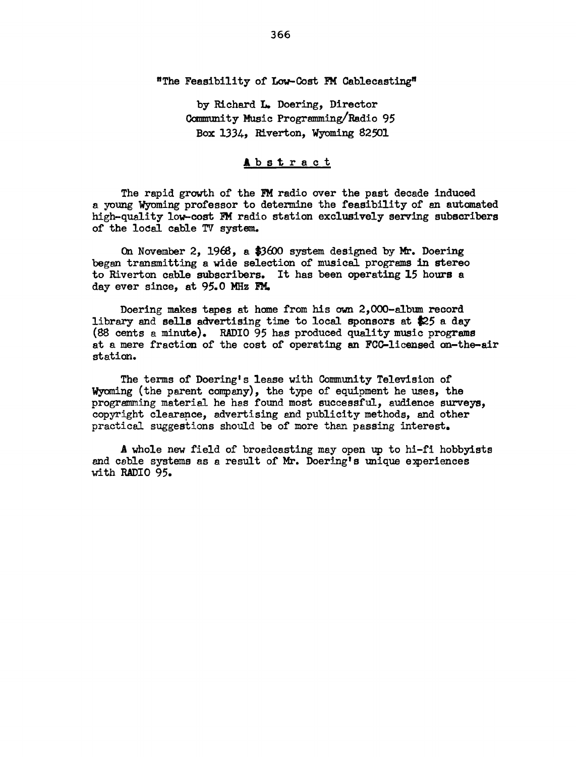# "The Feasibility of Low-Cost FM Cablecasting"

by Richard L. Doering, Director
Community Music Programming/Radio 95
Box 1334, Riverton, Wyoming 82501

## Abstract

The rapid growth of the FM radio over the past decade induced a young Wyoming professor to determine the feasibility of an automated high-quality low-cost FM radio station exclusively serving subscribers of the local cable TV system.

On November 2, 1968, a $3600 system designed by Mr. Doering began transmitting a wide selection of musical programs in stereo to Riverton cable subscribers. It has been operating 15 hours a day ever since, at 95.0 MHz FM.

Doering makes tapes at home from his own 2,000-album record library and sells advertising time to local sponsors at $25 a day (88 cents a minute). RADIO 95 has produced quality music programs at a mere fraction of the cost of operating an FCC-licensed on-the-air station.

The terms of Doering's lease with Community Television of Wyoming (the parent company), the type of equipment he uses, the programming material he has found most successful, audience surveys, copyright clearance, advertising and publicity methods, and other practical suggestions should be of more than passing interest.

A whole new field of broadcasting may open up to hi-fi hobbyists and cable systems as a result of Mr. Doering's unique experiences with RADIO 95.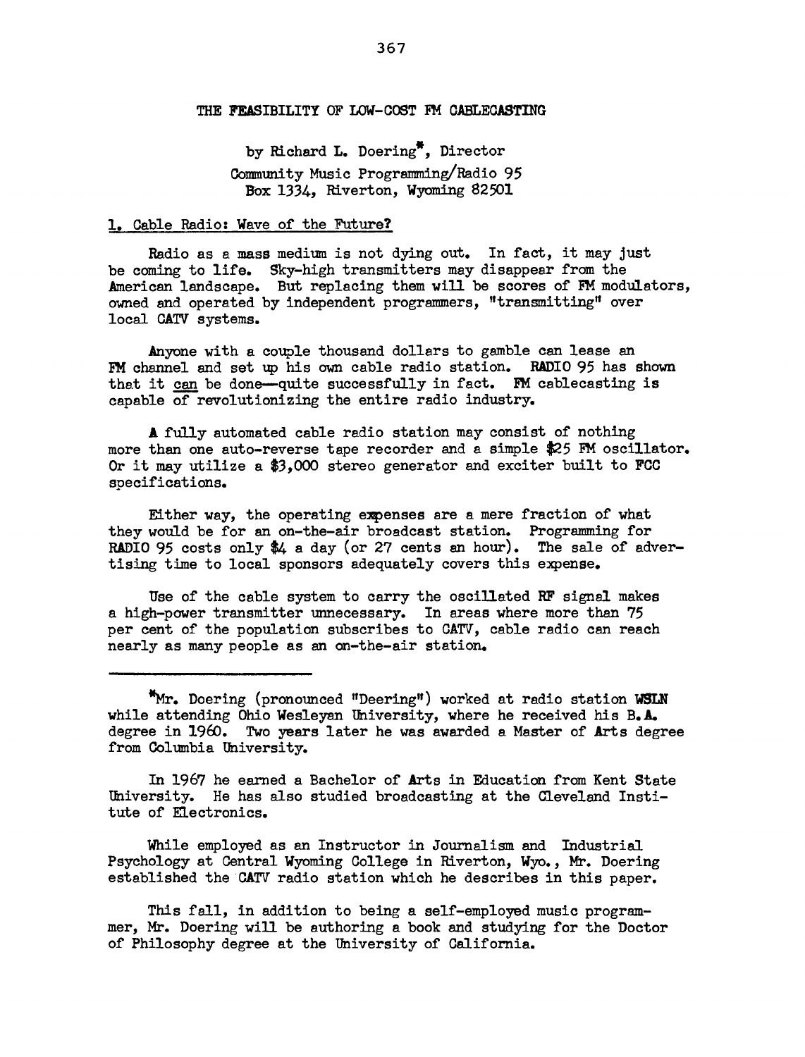# THE FEASIBILITY OF LOW-COST FM CABLECASTING

by Richard L. Doering*, Director
Community Music Programming/Radio 95
Box 1334, Riverton, Wyoming 82501

## 1. Cable Radio: Wave of the Future?

Radio as a mass medium is not dying out. In fact, it may just be coming to life. Sky-high transmitters may disappear from the American landscape. But replacing them will be scores of FM modulators, owned and operated by independent programmers, "transmitting" over local CATV systems.

Anyone with a couple thousand dollars to gamble can lease an FM channel and set up his own cable radio station. RADIO 95 has shown that it <u>can</u> be done—quite successfully in fact. FM cablecasting is capable of revolutionizing the entire radio industry.

A fully automated cable radio station may consist of nothing more than one auto-reverse tape recorder and a simple $25 FM oscillator. Or it may utilize a $3,000 stereo generator and exciter built to FCC specifications.

Either way, the operating expenses are a mere fraction of what they would be for an on-the-air broadcast station. Programming for RADIO 95 costs only $4 a day (or 27 cents an hour). The sale of advertising time to local sponsors adequately covers this expense.

Use of the cable system to carry the oscillated RF signal makes a high-power transmitter unnecessary. In areas where more than 75 per cent of the population subscribes to CATV, cable radio can reach nearly as many people as an on-the-air station.

---

*Mr. Doering (pronounced "Deering") worked at radio station WSLN while attending Ohio Wesleyan University, where he received his B.A. degree in 1960. Two years later he was awarded a Master of Arts degree from Columbia University.

In 1967 he earned a Bachelor of Arts in Education from Kent State University. He has also studied broadcasting at the Cleveland Institute of Electronics.

While employed as an Instructor in Journalism and Industrial Psychology at Central Wyoming College in Riverton, Wyo., Mr. Doering established the CATV radio station which he describes in this paper.

This fall, in addition to being a self-employed music programmer, Mr. Doering will be authoring a book and studying for the Doctor of Philosophy degree at the University of California.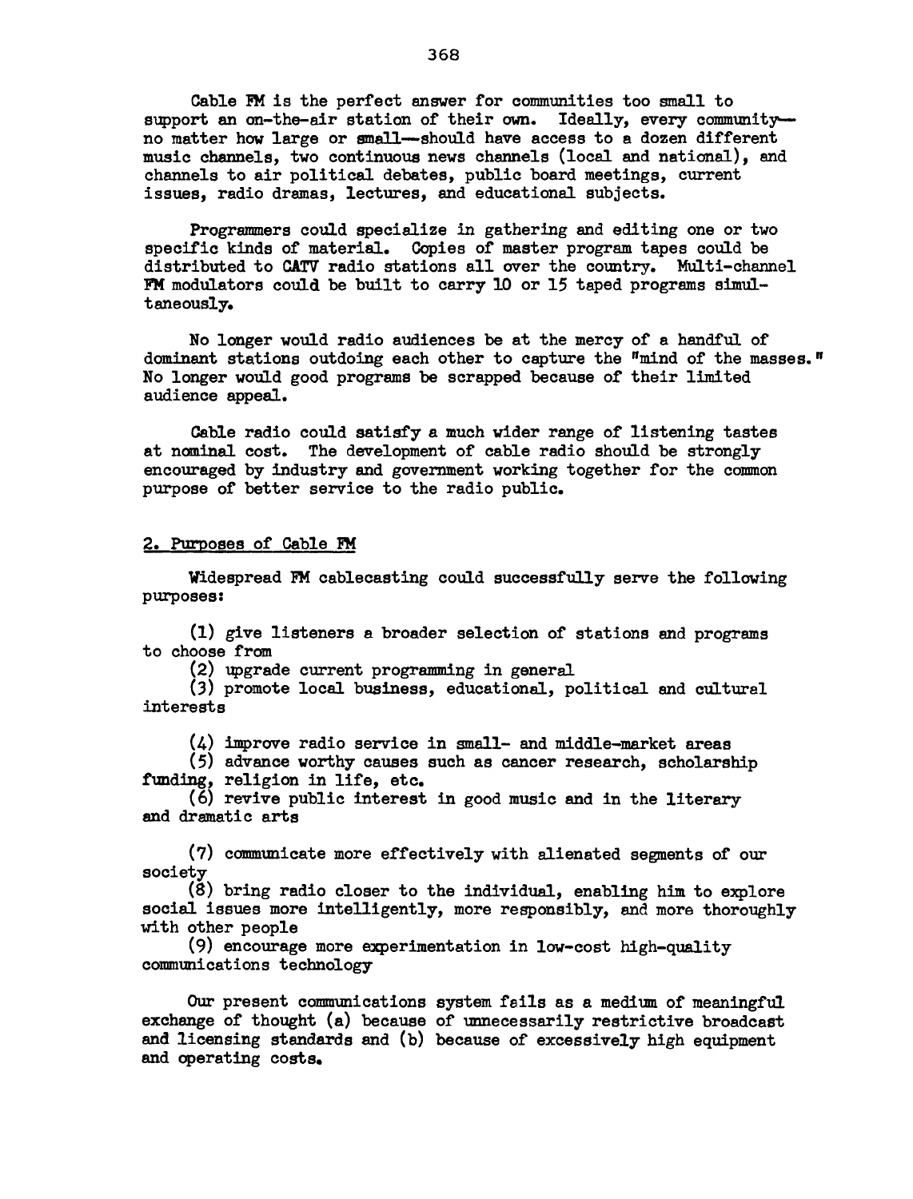Cable FM is the perfect answer for communities too small to support an on-the-air station of their own. Ideally, every community—no matter how large or small—should have access to a dozen different music channels, two continuous news channels (local and national), and channels to air political debates, public board meetings, current issues, radio dramas, lectures, and educational subjects.

Programmers could specialize in gathering and editing one or two specific kinds of material. Copies of master program tapes could be distributed to CATV radio stations all over the country. Multi-channel FM modulators could be built to carry 10 or 15 taped programs simultaneously.

No longer would radio audiences be at the mercy of a handful of dominant stations outdoing each other to capture the "mind of the masses." No longer would good programs be scrapped because of their limited audience appeal.

Cable radio could satisfy a much wider range of listening tastes at nominal cost. The development of cable radio should be strongly encouraged by industry and government working together for the common purpose of better service to the radio public.

## 2. Purposes of Cable FM

Widespread FM cablecasting could successfully serve the following purposes:

(1) give listeners a broader selection of stations and programs to choose from

(2) upgrade current programming in general

(3) promote local business, educational, political and cultural interests

(4) improve radio service in small- and middle-market areas

(5) advance worthy causes such as cancer research, scholarship funding, religion in life, etc.

(6) revive public interest in good music and in the literary and dramatic arts

(7) communicate more effectively with alienated segments of our society

(8) bring radio closer to the individual, enabling him to explore social issues more intelligently, more responsibly, and more thoroughly with other people

(9) encourage more experimentation in low-cost high-quality communications technology

Our present communications system fails as a medium of meaningful exchange of thought (a) because of unnecessarily restrictive broadcast and licensing standards and (b) because of excessively high equipment and operating costs.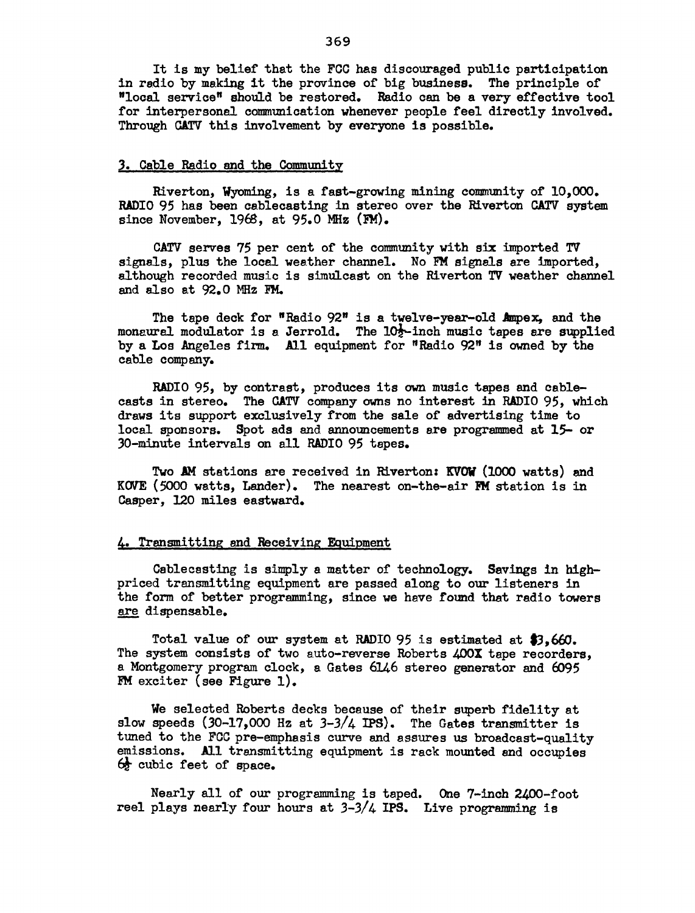It is my belief that the FCC has discouraged public participation in radio by making it the province of big business. The principle of "local service" should be restored. Radio can be a very effective tool for interpersonal communication whenever people feel directly involved. Through CATV this involvement by everyone is possible.

## 3. Cable Radio and the Community

Riverton, Wyoming, is a fast-growing mining community of 10,000. RADIO 95 has been cablecasting in stereo over the Riverton CATV system since November, 1968, at 95.0 MHz (FM).

CATV serves 75 per cent of the community with six imported TV signals, plus the local weather channel. No FM signals are imported, although recorded music is simulcast on the Riverton TV weather channel and also at 92.0 MHz FM.

The tape deck for "Radio 92" is a twelve-year-old Ampex, and the monaural modulator is a Jerrold. The 10½-inch music tapes are supplied by a Los Angeles firm. All equipment for "Radio 92" is owned by the cable company.

RADIO 95, by contrast, produces its own music tapes and cablecasts in stereo. The CATV company owns no interest in RADIO 95, which draws its support exclusively from the sale of advertising time to local sponsors. Spot ads and announcements are programmed at 15- or 30-minute intervals on all RADIO 95 tapes.

Two AM stations are received in Riverton: KVOW (1000 watts) and KOVE (5000 watts, Lander). The nearest on-the-air FM station is in Casper, 120 miles eastward.

## 4. Transmitting and Receiving Equipment

Cablecasting is simply a matter of technology. Savings in high-priced transmitting equipment are passed along to our listeners in the form of better programming, since we have found that radio towers are dispensable.

Total value of our system at RADIO 95 is estimated at $3,660. The system consists of two auto-reverse Roberts 400X tape recorders, a Montgomery program clock, a Gates 6146 stereo generator and 6095 FM exciter (see Figure 1).

We selected Roberts decks because of their superb fidelity at slow speeds (30-17,000 Hz at 3-3/4 IPS). The Gates transmitter is tuned to the FCC pre-emphasis curve and assures us broadcast-quality emissions. All transmitting equipment is rack mounted and occupies 6½ cubic feet of space.

Nearly all of our programming is taped. One 7-inch 2400-foot reel plays nearly four hours at 3-3/4 IPS. Live programming is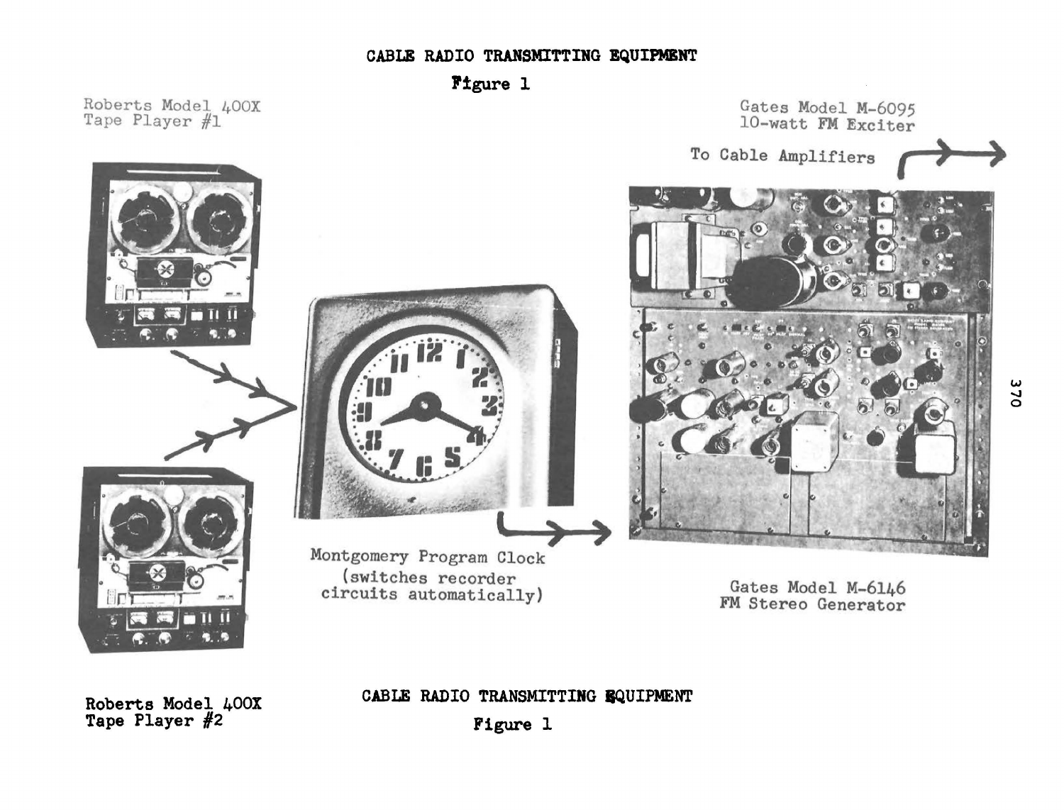# CABLE RADIO TRANSMITTING EQUIPMENT

**Figure 1**

Roberts Model 400X
Tape Player #1

Gates Model M-6095
10-watt FM Exciter

To Cable Amplifiers

Montgomery Program Clock
(switches recorder circuits automatically)

Gates Model M-6146
FM Stereo Generator

**Roberts Model 400X**
**Tape Player #2**

**CABLE RADIO TRANSMITTING EQUIPMENT**

**Figure 1**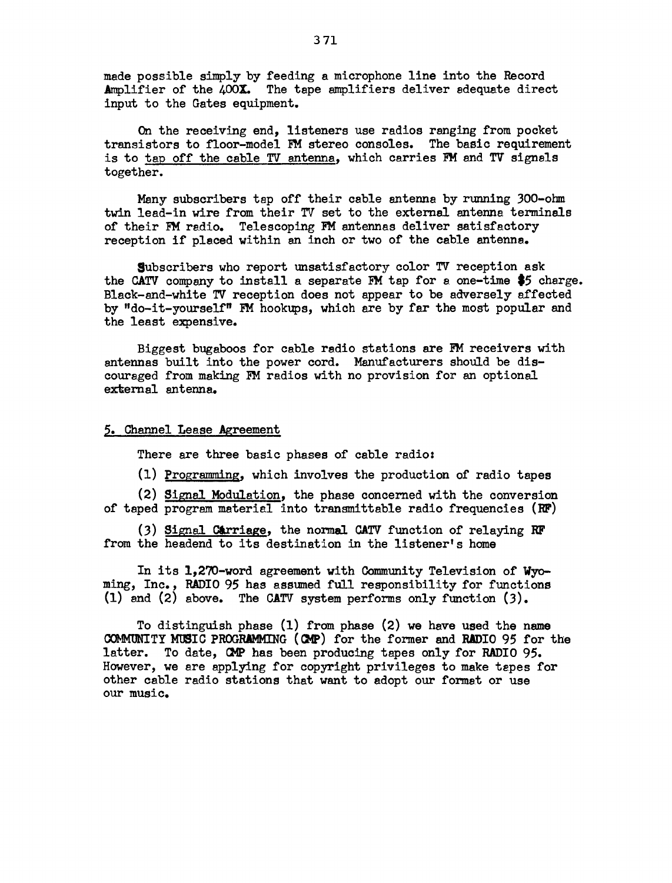made possible simply by feeding a microphone line into the Record Amplifier of the 400X. The tape amplifiers deliver adequate direct input to the Gates equipment.

On the receiving end, listeners use radios ranging from pocket transistors to floor-model FM stereo consoles. The basic requirement is to tap off the cable TV antenna, which carries FM and TV signals together.

Many subscribers tap off their cable antenna by running 300-ohm twin lead-in wire from their TV set to the external antenna terminals of their FM radio. Telescoping FM antennas deliver satisfactory reception if placed within an inch or two of the cable antenna.

Subscribers who report unsatisfactory color TV reception ask the CATV company to install a separate FM tap for a one-time $5 charge. Black-and-white TV reception does not appear to be adversely affected by "do-it-yourself" FM hookups, which are by far the most popular and the least expensive.

Biggest bugaboos for cable radio stations are FM receivers with antennas built into the power cord. Manufacturers should be discouraged from making FM radios with no provision for an optional external antenna.

## 5. Channel Lease Agreement

There are three basic phases of cable radio:

(1) Programming, which involves the production of radio tapes

(2) Signal Modulation, the phase concerned with the conversion of taped program material into transmittable radio frequencies (RF)

(3) Signal Carriage, the normal CATV function of relaying RF from the headend to its destination in the listener's home

In its 1,270-word agreement with Community Television of Wyoming, Inc., RADIO 95 has assumed full responsibility for functions (1) and (2) above. The CATV system performs only function (3).

To distinguish phase (1) from phase (2) we have used the name COMMUNITY MUSIC PROGRAMMING (CMP) for the former and RADIO 95 for the latter. To date, CMP has been producing tapes only for RADIO 95. However, we are applying for copyright privileges to make tapes for other cable radio stations that want to adopt our format or use our music.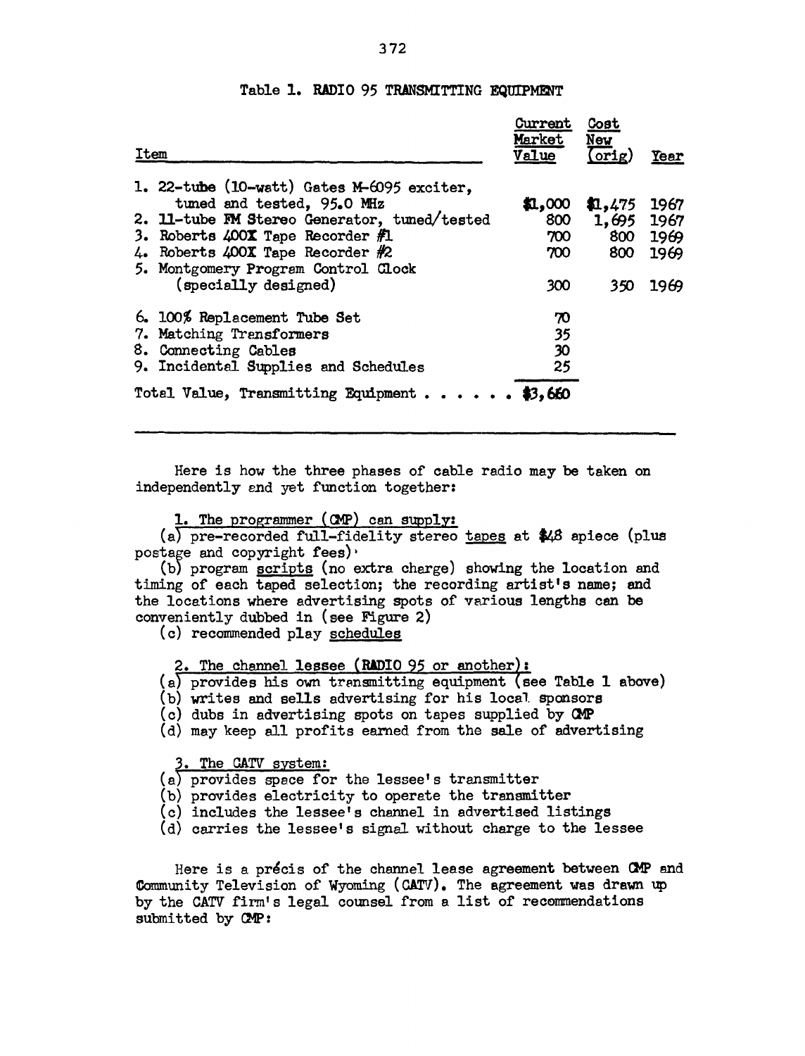Table 1. RADIO 95 TRANSMITTING EQUIPMENT

| Item | Current Market Value | Cost New (orig) | Year |
|---|---|---|---|
| 1. 22-tube (10-watt) Gates M-6095 exciter, tuned and tested, 95.0 MHz | $1,000 | $1,475 | 1967 |
| 2. 11-tube FM Stereo Generator, tuned/tested | 800 | 1,695 | 1967 |
| 3. Roberts 400X Tape Recorder #1 | 700 | 800 | 1969 |
| 4. Roberts 400X Tape Recorder #2 | 700 | 800 | 1969 |
| 5. Montgomery Program Control Clock (specially designed) | 300 | 350 | 1969 |
| 6. 100% Replacement Tube Set | 70 | | |
| 7. Matching Transformers | 35 | | |
| 8. Connecting Cables | 30 | | |
| 9. Incidental Supplies and Schedules | 25 | | |
| Total Value, Transmitting Equipment . . . . . . | $3,660 | | |

Here is how the three phases of cable radio may be taken on independently and yet function together:

1. The programmer (CMP) can supply:
   (a) pre-recorded full-fidelity stereo tapes at $48 apiece (plus postage and copyright fees)
   (b) program scripts (no extra charge) showing the location and timing of each taped selection; the recording artist's name; and the locations where advertising spots of various lengths can be conveniently dubbed in (see Figure 2)
   (c) recommended play schedules

2. The channel lessee (RADIO 95 or another):
   (a) provides his own transmitting equipment (see Table 1 above)
   (b) writes and sells advertising for his local sponsors
   (c) dubs in advertising spots on tapes supplied by CMP
   (d) may keep all profits earned from the sale of advertising

3. The CATV system:
   (a) provides space for the lessee's transmitter
   (b) provides electricity to operate the transmitter
   (c) includes the lessee's channel in advertised listings
   (d) carries the lessee's signal without charge to the lessee

Here is a précis of the channel lease agreement between CMP and Community Television of Wyoming (CATV). The agreement was drawn up by the CATV firm's legal counsel from a list of recommendations submitted by CMP: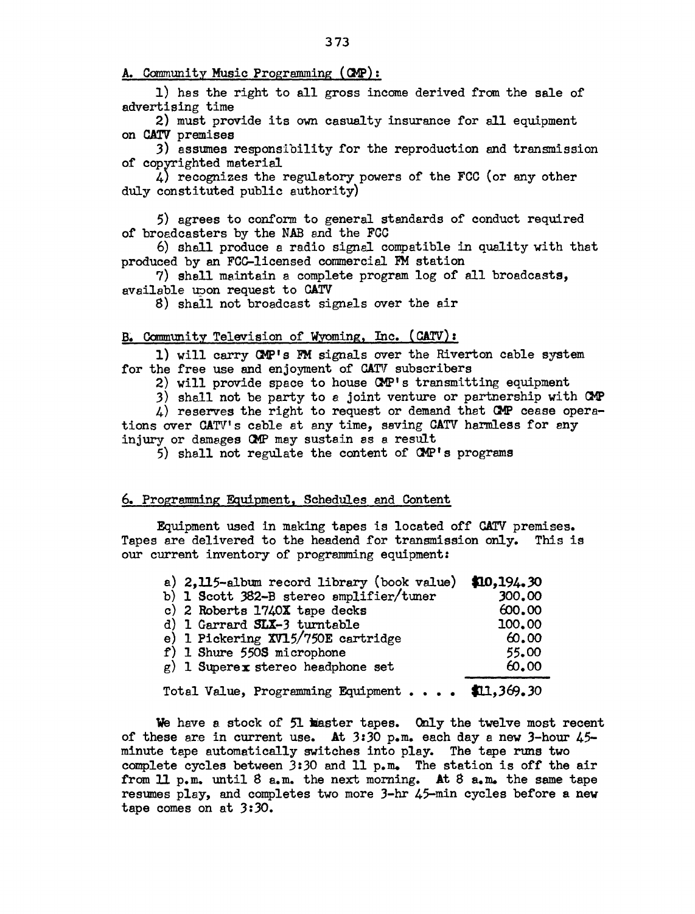A. Community Music Programming (CMP):

1) has the right to all gross income derived from the sale of advertising time

2) must provide its own casualty insurance for all equipment on CATV premises

3) assumes responsibility for the reproduction and transmission of copyrighted material

4) recognizes the regulatory powers of the FCC (or any other duly constituted public authority)

5) agrees to conform to general standards of conduct required of broadcasters by the NAB and the FCC

6) shall produce a radio signal compatible in quality with that produced by an FCC-licensed commercial FM station

7) shall maintain a complete program log of all broadcasts, available upon request to CATV

8) shall not broadcast signals over the air

B. Community Television of Wyoming, Inc. (CATV):

1) will carry CMP's FM signals over the Riverton cable system for the free use and enjoyment of CATV subscribers

2) will provide space to house CMP's transmitting equipment

3) shall not be party to a joint venture or partnership with CMP

4) reserves the right to request or demand that CMP cease operations over CATV's cable at any time, saving CATV harmless for any injury or damages CMP may sustain as a result

5) shall not regulate the content of CMP's programs

## 6. Programming Equipment, Schedules and Content

Equipment used in making tapes is located off CATV premises. Tapes are delivered to the headend for transmission only. This is our current inventory of programming equipment:

| Item | Value |
|---|---|
| a) 2,115-album record library (book value) | $10,194.30 |
| b) 1 Scott 382-B stereo amplifier/tuner | 300.00 |
| c) 2 Roberts 1740X tape decks | 600.00 |
| d) 1 Garrard SLX-3 turntable | 100.00 |
| e) 1 Pickering XV15/750E cartridge | 60.00 |
| f) 1 Shure 550S microphone | 55.00 |
| g) 1 Superex stereo headphone set | 60.00 |
| Total Value, Programming Equipment . . . . | $11,369.30 |

We have a stock of 51 master tapes. Only the twelve most recent of these are in current use. At 3:30 p.m. each day a new 3-hour 45-minute tape automatically switches into play. The tape runs two complete cycles between 3:30 and 11 p.m. The station is off the air from 11 p.m. until 8 a.m. the next morning. At 8 a.m. the same tape resumes play, and completes two more 3-hr 45-min cycles before a new tape comes on at 3:30.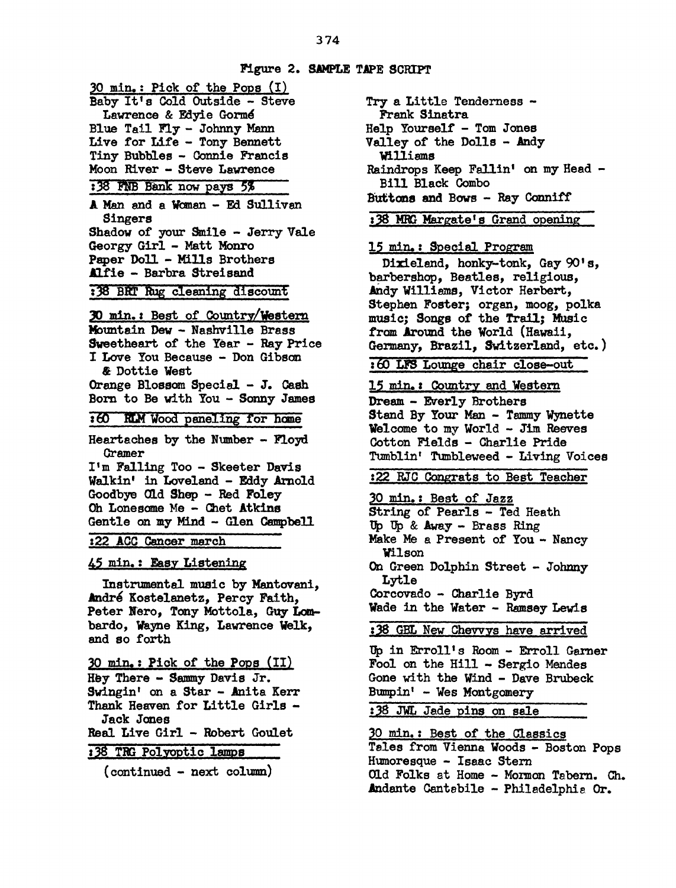## Figure 2. SAMPLE TAPE SCRIPT

30 min.: Pick of the Pops (I)

Baby It's Cold Outside - Steve Lawrence & Edyie Gormé
Blue Tail Fly - Johnny Mann
Live for Life - Tony Bennett
Tiny Bubbles - Connie Francis
Moon River - Steve Lawrence

:38 FNB Bank now pays 5%

A Man and a Woman - Ed Sullivan Singers
Shadow of your Smile - Jerry Vale
Georgy Girl - Matt Monro
Paper Doll - Mills Brothers
Alfie - Barbra Streisand

:38 BRT Rug cleaning discount

30 min.: Best of Country/Western

Mountain Dew - Nashville Brass
Sweetheart of the Year - Ray Price
I Love You Because - Don Gibson & Dottie West
Orange Blossom Special - J. Cash
Born to Be with You - Sonny James

:60 RLM Wood paneling for home

Heartaches by the Number - Floyd Cramer
I'm Falling Too - Skeeter Davis
Walkin' in Loveland - Eddy Arnold
Goodbye Old Shep - Red Foley
Oh Lonesome Me - Chet Atkins
Gentle on my Mind - Glen Campbell

:22 ACC Cancer march

45 min.: Easy Listening

Instrumental music by Mantovani, André Kostelanetz, Percy Faith, Peter Nero, Tony Mottola, Guy Lombardo, Wayne King, Lawrence Welk, and so forth

30 min.: Pick of the Pops (II)

Hey There - Sammy Davis Jr.
Swingin' on a Star - Anita Kerr
Thank Heaven for Little Girls - Jack Jones
Real Live Girl - Robert Goulet

:38 TRG Polyoptic lamps

(continued - next column)

Try a Little Tenderness - Frank Sinatra
Help Yourself - Tom Jones
Valley of the Dolls - Andy Williams
Raindrops Keep Fallin' on my Head - Bill Black Combo
Buttons and Bows - Ray Conniff

:38 MRG Margate's Grand opening

15 min.: Special Program

Dixieland, honky-tonk, Gay 90's, barbershop, Beatles, religious, Andy Williams, Victor Herbert, Stephen Foster; organ, moog, polka music; Songs of the Trail; Music from Around the World (Hawaii, Germany, Brazil, Switzerland, etc.)

:60 LFS Lounge chair close-out

15 min.: Country and Western

Dream - Everly Brothers
Stand By Your Man - Tammy Wynette
Welcome to my World - Jim Reeves
Cotton Fields - Charlie Pride
Tumblin' Tumbleweed - Living Voices

:22 RJC Congrats to Best Teacher

30 min.: Best of Jazz

String of Pearls - Ted Heath
Up Up & Away - Brass Ring
Make Me a Present of You - Nancy Wilson
On Green Dolphin Street - Johnny Lytle
Corcovado - Charlie Byrd
Wade in the Water - Ramsey Lewis

:38 GBL New Chevvys have arrived

Up in Erroll's Room - Erroll Garner
Fool on the Hill - Sergio Mendes
Gone with the Wind - Dave Brubeck
Bumpin' - Wes Montgomery

:38 JWL Jade pins on sale

30 min.: Best of the Classics

Tales from Vienna Woods - Boston Pops
Humoresque - Isaac Stern
Old Folks at Home - Mormon Tabern. Ch.
Andante Cantabile - Philadelphia Or.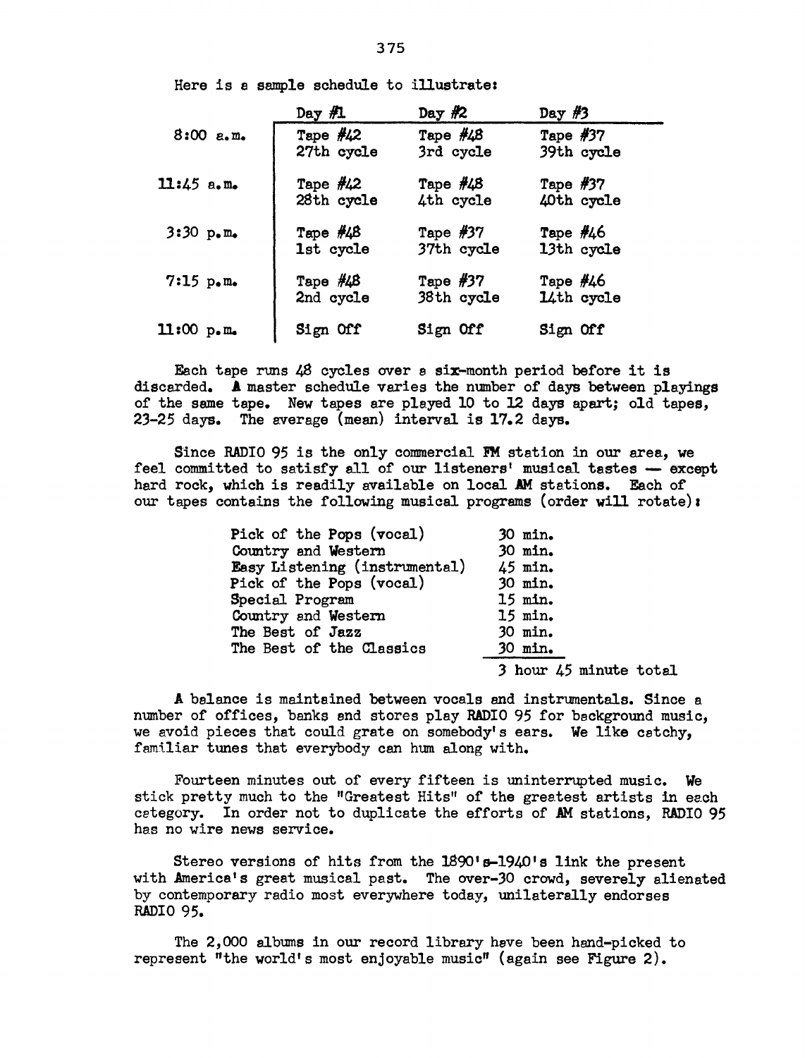Here is a sample schedule to illustrate:

| | Day #1 | Day #2 | Day #3 |
|---|---|---|---|
| 8:00 a.m. | Tape #42 27th cycle | Tape #48 3rd cycle | Tape #37 39th cycle |
| 11:45 a.m. | Tape #42 28th cycle | Tape #48 4th cycle | Tape #37 40th cycle |
| 3:30 p.m. | Tape #48 1st cycle | Tape #37 37th cycle | Tape #46 13th cycle |
| 7:15 p.m. | Tape #48 2nd cycle | Tape #37 38th cycle | Tape #46 14th cycle |
| 11:00 p.m. | Sign Off | Sign Off | Sign Off |

Each tape runs 48 cycles over a six-month period before it is discarded. A master schedule varies the number of days between playings of the same tape. New tapes are played 10 to 12 days apart; old tapes, 23-25 days. The average (mean) interval is 17.2 days.

Since RADIO 95 is the only commercial FM station in our area, we feel committed to satisfy all of our listeners' musical tastes — except hard rock, which is readily available on local AM stations. Each of our tapes contains the following musical programs (order will rotate):

| Program | Length |
|---|---|
| Pick of the Pops (vocal) | 30 min. |
| Country and Western | 30 min. |
| Easy Listening (instrumental) | 45 min. |
| Pick of the Pops (vocal) | 30 min. |
| Special Program | 15 min. |
| Country and Western | 15 min. |
| The Best of Jazz | 30 min. |
| The Best of the Classics | 30 min. |
| | 3 hour 45 minute total |

A balance is maintained between vocals and instrumentals. Since a number of offices, banks and stores play RADIO 95 for background music, we avoid pieces that could grate on somebody's ears. We like catchy, familiar tunes that everybody can hum along with.

Fourteen minutes out of every fifteen is uninterrupted music. We stick pretty much to the "Greatest Hits" of the greatest artists in each category. In order not to duplicate the efforts of AM stations, RADIO 95 has no wire news service.

Stereo versions of hits from the 1890's-1940's link the present with America's great musical past. The over-30 crowd, severely alienated by contemporary radio most everywhere today, unilaterally endorses RADIO 95.

The 2,000 albums in our record library have been hand-picked to represent "the world's most enjoyable music" (again see Figure 2).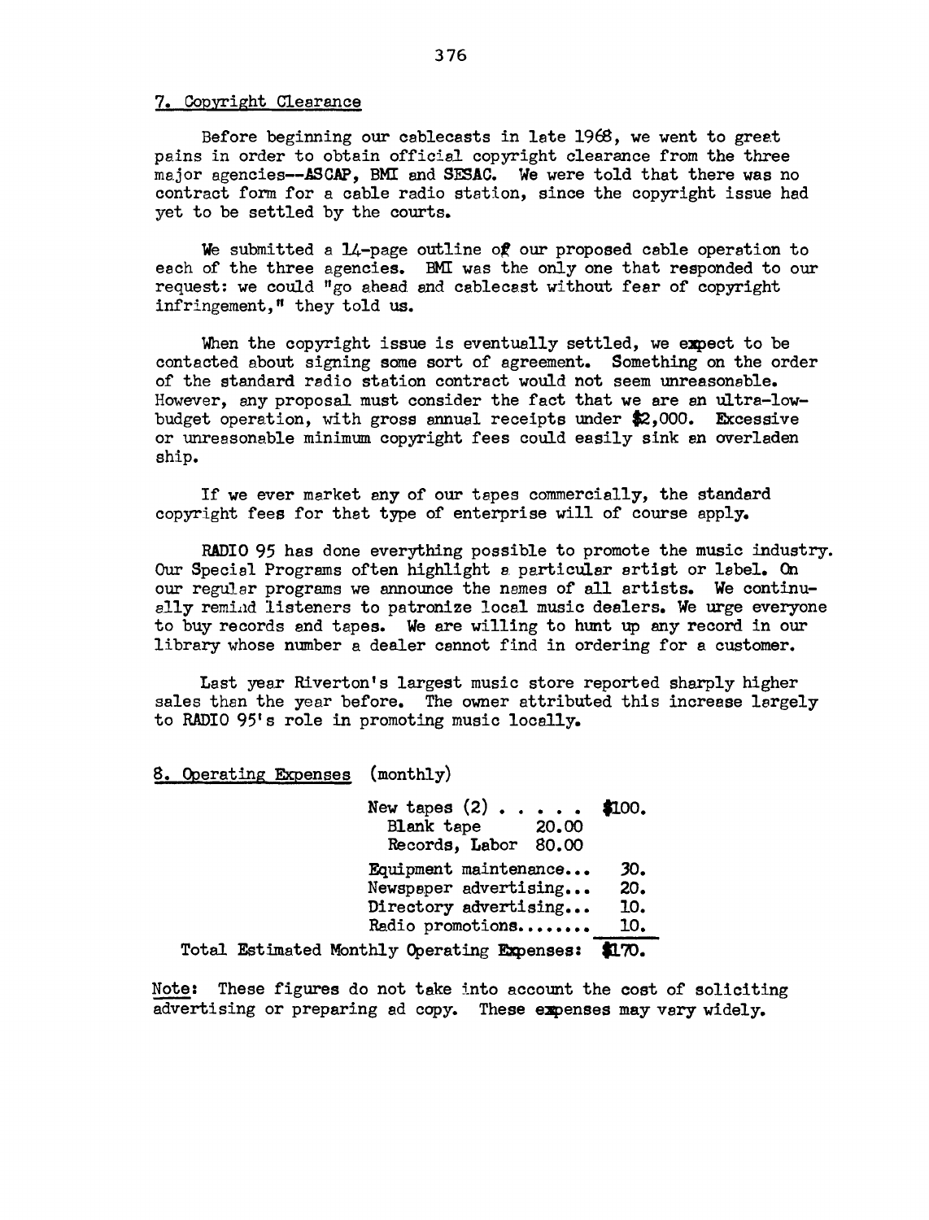## 7. Copyright Clearance

Before beginning our cablecasts in late 1968, we went to great pains in order to obtain official copyright clearance from the three major agencies--ASCAP, BMI and SESAC. We were told that there was no contract form for a cable radio station, since the copyright issue had yet to be settled by the courts.

We submitted a 14-page outline of our proposed cable operation to each of the three agencies. BMI was the only one that responded to our request: we could "go ahead and cablecast without fear of copyright infringement," they told us.

When the copyright issue is eventually settled, we expect to be contacted about signing some sort of agreement. Something on the order of the standard radio station contract would not seem unreasonable. However, any proposal must consider the fact that we are an ultra-low-budget operation, with gross annual receipts under $2,000. Excessive or unreasonable minimum copyright fees could easily sink an overladen ship.

If we ever market any of our tapes commercially, the standard copyright fees for that type of enterprise will of course apply.

RADIO 95 has done everything possible to promote the music industry. Our Special Programs often highlight a particular artist or label. On our regular programs we announce the names of all artists. We continually remind listeners to patronize local music dealers. We urge everyone to buy records and tapes. We are willing to hunt up any record in our library whose number a dealer cannot find in ordering for a customer.

Last year Riverton's largest music store reported sharply higher sales than the year before. The owner attributed this increase largely to RADIO 95's role in promoting music locally.

## 8. Operating Expenses (monthly)

| Item | | Amount |
|---|---|---|
| New tapes (2) . . . . . | | $100. |
| Blank tape | 20.00 | |
| Records, Labor | 80.00 | |
| Equipment maintenance... | | 30. |
| Newspaper advertising... | | 20. |
| Directory advertising... | | 10. |
| Radio promotions........ | | 10. |
| Total Estimated Monthly Operating Expenses: | | $170. |

Note: These figures do not take into account the cost of soliciting advertising or preparing ad copy. These expenses may vary widely.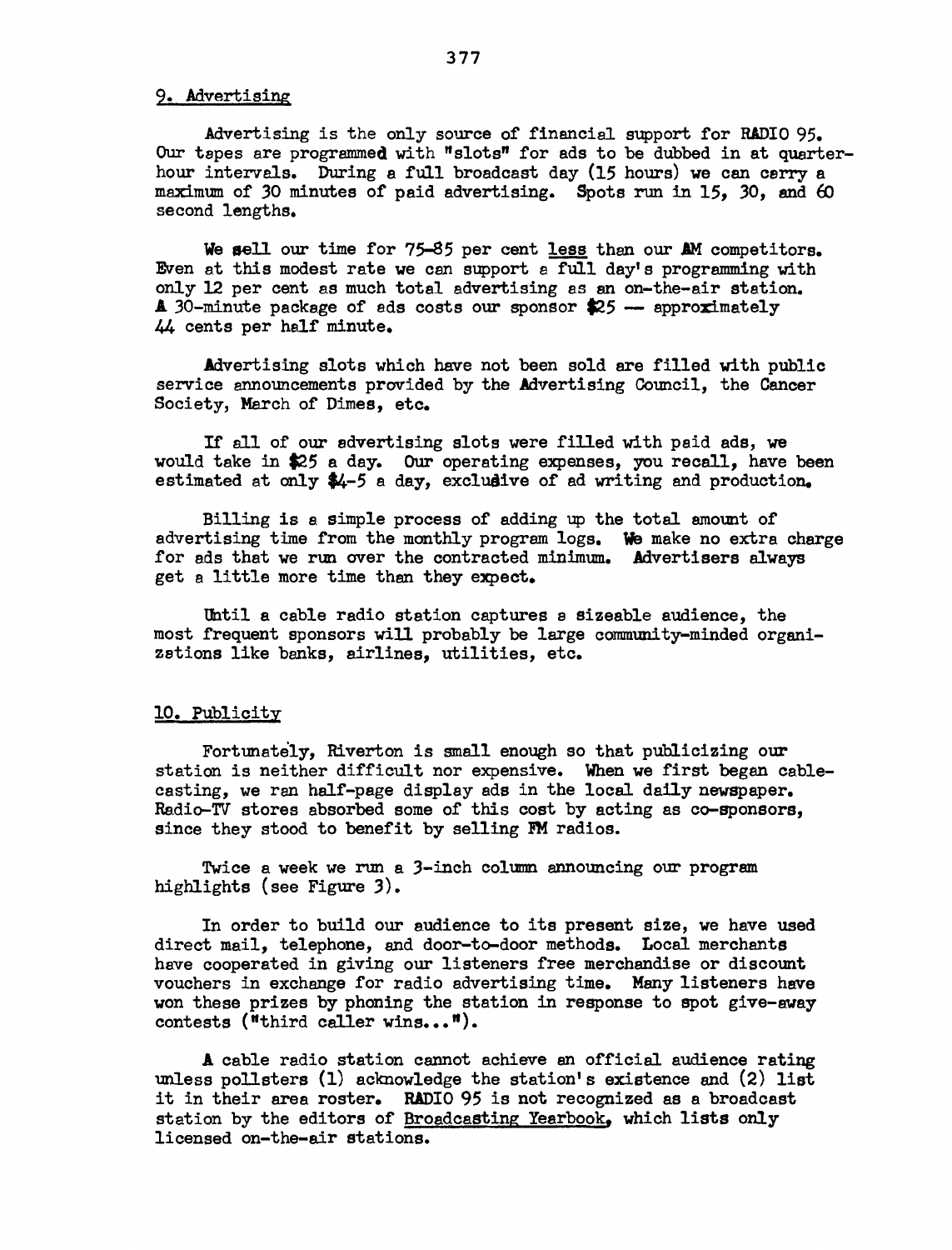## 9. Advertising

Advertising is the only source of financial support for RADIO 95. Our tapes are programmed with "slots" for ads to be dubbed in at quarter-hour intervals. During a full broadcast day (15 hours) we can carry a maximum of 30 minutes of paid advertising. Spots run in 15, 30, and 60 second lengths.

We sell our time for 75-85 per cent <u>less</u> than our AM competitors. Even at this modest rate we can support a full day's programming with only 12 per cent as much total advertising as an on-the-air station. A 30-minute package of ads costs our sponsor $25 — approximately 44 cents per half minute.

Advertising slots which have not been sold are filled with public service announcements provided by the Advertising Council, the Cancer Society, March of Dimes, etc.

If all of our advertising slots were filled with paid ads, we would take in $25 a day. Our operating expenses, you recall, have been estimated at only $4-5 a day, exclusive of ad writing and production.

Billing is a simple process of adding up the total amount of advertising time from the monthly program logs. We make no extra charge for ads that we run over the contracted minimum. Advertisers always get a little more time than they expect.

Until a cable radio station captures a sizeable audience, the most frequent sponsors will probably be large community-minded organizations like banks, airlines, utilities, etc.

## 10. Publicity

Fortunately, Riverton is small enough so that publicizing our station is neither difficult nor expensive. When we first began cable-casting, we ran half-page display ads in the local daily newspaper. Radio-TV stores absorbed some of this cost by acting as co-sponsors, since they stood to benefit by selling FM radios.

Twice a week we run a 3-inch column announcing our program highlights (see Figure 3).

In order to build our audience to its present size, we have used direct mail, telephone, and door-to-door methods. Local merchants have cooperated in giving our listeners free merchandise or discount vouchers in exchange for radio advertising time. Many listeners have won these prizes by phoning the station in response to spot give-away contests ("third caller wins...").

A cable radio station cannot achieve an official audience rating unless pollsters (1) acknowledge the station's existence and (2) list it in their area roster. RADIO 95 is not recognized as a broadcast station by the editors of <u>Broadcasting Yearbook</u>, which lists only licensed on-the-air stations.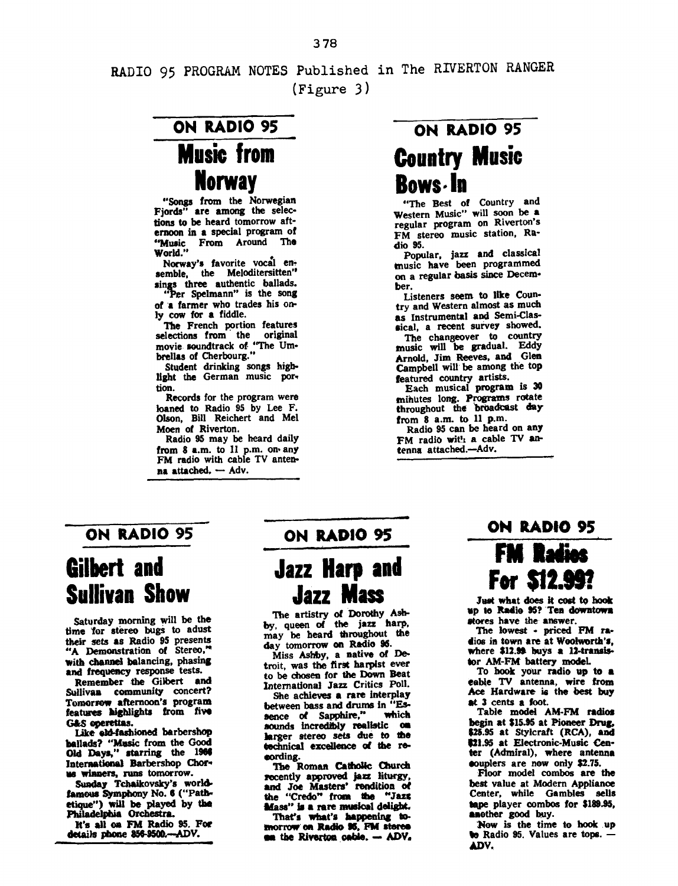RADIO 95 PROGRAM NOTES Published in The RIVERTON RANGER
(Figure 3)

### ON RADIO 95

## Music from Norway

"Songs from the Norwegian Fjords" are among the selections to be heard tomorrow afternoon in a special program of "Music From Around The World."

Norway's favorite vocal ensemble, the Meloditersitten" sings three authentic ballads.

"Per Spelmann" is the song of a farmer who trades his only cow for a fiddle.

The French portion features selections from the original movie soundtrack of "The Umbrellas of Cherbourg."

Student drinking songs highlight the German music portion.

Records for the program were loaned to Radio 95 by Lee F. Olson, Bill Reichert and Mel Moen of Riverton.

Radio 95 may be heard daily from 8 a.m. to 11 p.m. on any FM radio with cable TV antenna attached. — Adv.

### ON RADIO 95

## Country Music Bows-In

"The Best of Country and Western Music" will soon be a regular program on Riverton's FM stereo music station, Radio 95.

Popular, jazz and classical music have been programmed on a regular basis since December.

Listeners seem to like Country and Western almost as much as Instrumental and Semi-Classical, a recent survey showed.

The changeover to country music will be gradual. Eddy Arnold, Jim Reeves, and Glen Campbell will be among the top featured country artists.

Each musical program is 30 minutes long. Programs rotate throughout the broadcast day from 8 a.m. to 11 p.m.

Radio 95 can be heard on any FM radio with a cable TV antenna attached.—Adv.

### ON RADIO 95

## Gilbert and Sullivan Show

Saturday morning will be the time for stereo bugs to adjust their sets as Radio 95 presents "A Demonstration of Stereo," with channel balancing, phasing and frequency response tests.

Remember the Gilbert and Sullivan community concert? Tomorrow afternoon's program features highlights from five G&S operettas.

Like old-fashioned barbershop ballads? "Music from the Good Old Days," starring the 1966 International Barbershop Chorus winners, runs tomorrow.

Sunday Tchaikovsky's world-famous Symphony No. 6 ("Pathetique") will be played by the Philadelphia Orchestra.

It's all on FM Radio 95. For details phone 856-9500.—ADV.

### ON RADIO 95

## Jazz Harp and Jazz Mass

The artistry of Dorothy Ashby, queen of the jazz harp, may be heard throughout the day tomorrow on Radio 95.

Miss Ashby, a native of Detroit, was the first harpist ever to be chosen for the Down Beat International Jazz Critics Poll.

She achieves a rare interplay between bass and drums in "Essence of Sapphire," which sounds incredibly realistic on larger stereo sets due to the technical excellence of the recording.

The Roman Catholic Church recently approved jazz liturgy, and Joe Masters' rendition of the "Credo" from the "Jazz Mass" is a rare musical delight.

That's what's happening tomorrow on Radio 95, FM stereo on the Riverton cable. — ADV.

### ON RADIO 95

## FM Radios For $12.99?

Just what does it cost to hook up to Radio 95? Ten downtown stores have the answer.

The lowest - priced FM radios in town are at Woolworth's, where $12.99 buys a 12-transistor AM-FM battery model.

To hook your radio up to a cable TV antenna, wire from Ace Hardware is the best buy at 3 cents a foot.

Table model AM-FM radios begin at $15.95 at Pioneer Drug, $25.95 at Stylcraft (RCA), and $21.95 at Electronic-Music Center (Admiral), where antenna couplers are now only $2.75.

Floor model combos are the best value at Modern Appliance Center, while Gambles sells tape player combos for $189.95, another good buy.

Now is the time to hook up to Radio 95. Values are tops. — ADV.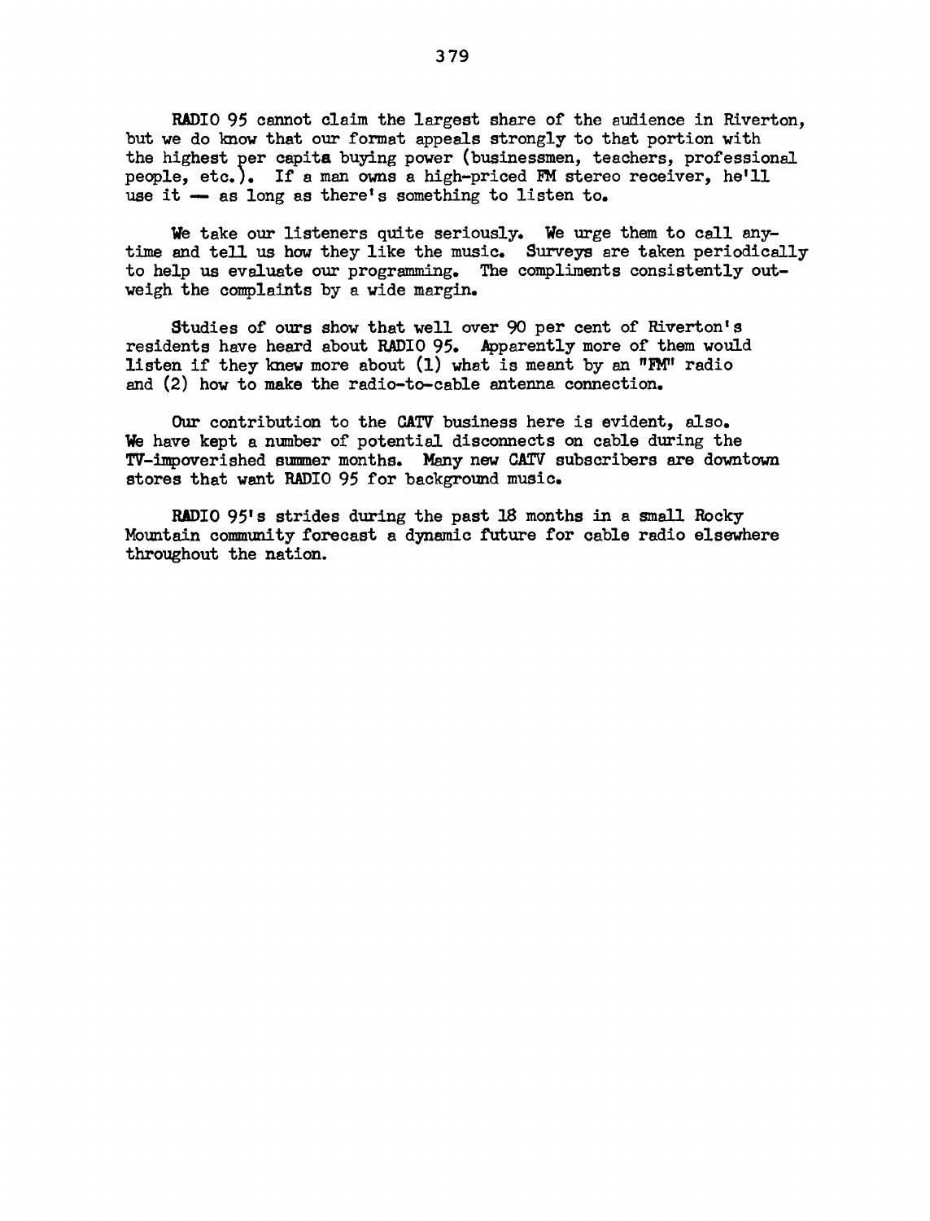RADIO 95 cannot claim the largest share of the audience in Riverton, but we do know that our format appeals strongly to that portion with the highest per capita buying power (businessmen, teachers, professional people, etc.). If a man owns a high-priced FM stereo receiver, he'll use it — as long as there's something to listen to.

We take our listeners quite seriously. We urge them to call anytime and tell us how they like the music. Surveys are taken periodically to help us evaluate our programming. The compliments consistently outweigh the complaints by a wide margin.

Studies of ours show that well over 90 per cent of Riverton's residents have heard about RADIO 95. Apparently more of them would listen if they knew more about (1) what is meant by an "FM" radio and (2) how to make the radio-to-cable antenna connection.

Our contribution to the CATV business here is evident, also. We have kept a number of potential disconnects on cable during the TV-impoverished summer months. Many new CATV subscribers are downtown stores that want RADIO 95 for background music.

RADIO 95's strides during the past 18 months in a small Rocky Mountain community forecast a dynamic future for cable radio elsewhere throughout the nation.